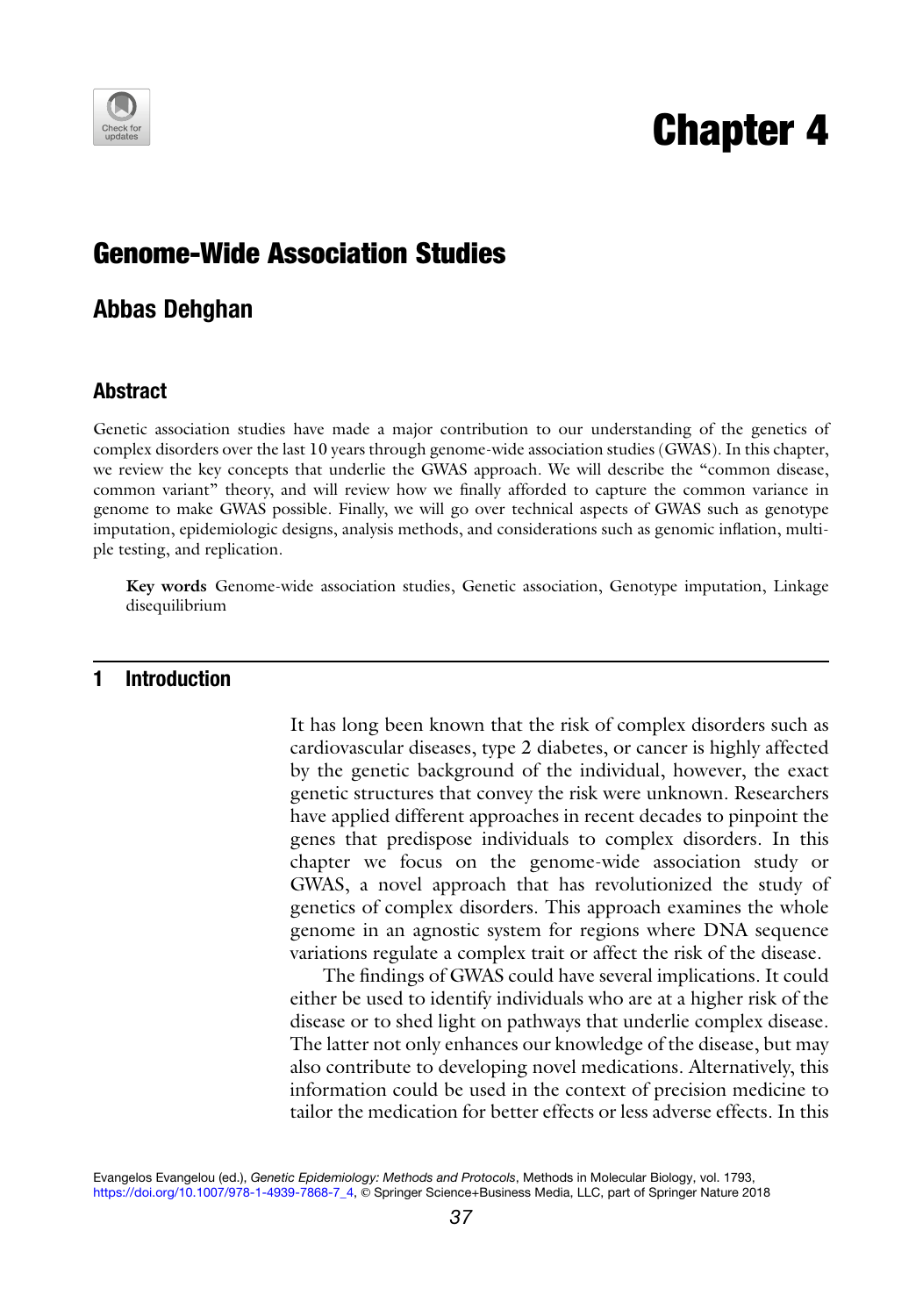# Chapter 4

## Genome-Wide Association Studies

### Abbas Dehghan

#### Abstract

Genetic association studies have made a major contribution to our understanding of the genetics of complex disorders over the last 10 years through genome-wide association studies (GWAS). In this chapter, we review the key concepts that underlie the GWAS approach. We will describe the "common disease, common variant" theory, and will review how we finally afforded to capture the common variance in genome to make GWAS possible. Finally, we will go over technical aspects of GWAS such as genotype imputation, epidemiologic designs, analysis methods, and considerations such as genomic inflation, multiple testing, and replication.

**Key words** Genome-wide association studies, Genetic association, Genotype imputation, Linkage disequilibrium

## 1 Introduction

It has long been known that the risk of complex disorders such as cardiovascular diseases, type 2 diabetes, or cancer is highly affected by the genetic background of the individual, however, the exact genetic structures that convey the risk were unknown. Researchers have applied different approaches in recent decades to pinpoint the genes that predispose individuals to complex disorders. In this chapter we focus on the genome-wide association study or GWAS, a novel approach that has revolutionized the study of genetics of complex disorders. This approach examines the whole genome in an agnostic system for regions where DNA sequence variations regulate a complex trait or affect the risk of the disease.

The findings of GWAS could have several implications. It could either be used to identify individuals who are at a higher risk of the disease or to shed light on pathways that underlie complex disease. The latter not only enhances our knowledge of the disease, but may also contribute to developing novel medications. Alternatively, this information could be used in the context of precision medicine to tailor the medication for better effects or less adverse effects. In this

Evangelos Evangelou (ed.), *Genetic Epidemiology: Methods and Protocols*, Methods in Molecular Biology, vol. 1793, https://doi.org/10.1007/978-1-4939-7868-7_4, © Springer Science+Business Media, LLC, part of Springer Nature 2018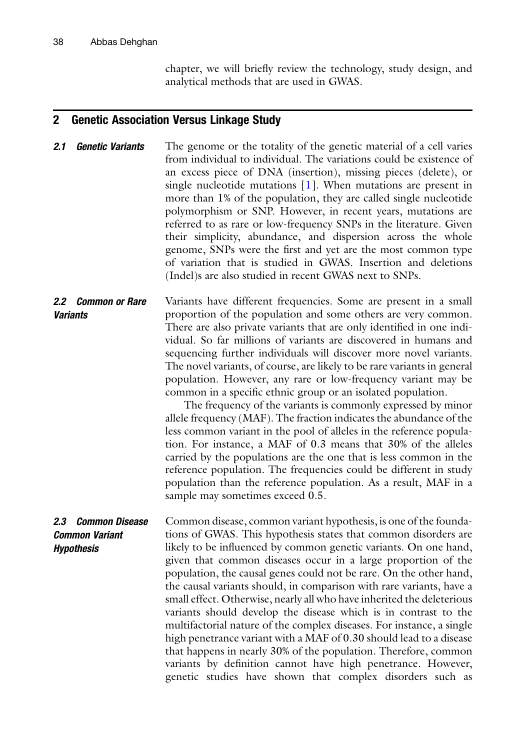chapter, we will briefly review the technology, study design, and analytical methods that are used in GWAS.

## 2 Genetic Association Versus Linkage Study

### 2.1 Genetic Variants

The genome or the totality of the genetic material of a cell varies from individual to individual. The variations could be existence of an excess piece of DNA (insertion), missing pieces (delete), or single nucleotide mutations [1]. When mutations are present in more than 1% of the population, they are called single nucleotide polymorphism or SNP. However, in recent years, mutations are referred to as rare or low-frequency SNPs in the literature. Given their simplicity, abundance, and dispersion across the whole genome, SNPs were the first and yet are the most common type of variation that is studied in GWAS. Insertion and deletions (Indel)s are also studied in recent GWAS next to SNPs.

### 2.2 Common or Rare Variants

Variants have different frequencies. Some are present in a small proportion of the population and some others are very common. There are also private variants that are only identified in one individual. So far millions of variants are discovered in humans and sequencing further individuals will discover more novel variants. The novel variants, of course, are likely to be rare variants in general population. However, any rare or low-frequency variant may be common in a specific ethnic group or an isolated population.

The frequency of the variants is commonly expressed by minor allele frequency (MAF). The fraction indicates the abundance of the less common variant in the pool of alleles in the reference population. For instance, a MAF of 0.3 means that 30% of the alleles carried by the populations are the one that is less common in the reference population. The frequencies could be different in study population than the reference population. As a result, MAF in a sample may sometimes exceed 0.5.

### 2.3 Common Disease Common Variant Hypothesis

Common disease, common variant hypothesis, is one of the foundations of GWAS. This hypothesis states that common disorders are likely to be influenced by common genetic variants. On one hand, given that common diseases occur in a large proportion of the population, the causal genes could not be rare. On the other hand, the causal variants should, in comparison with rare variants, have a small effect. Otherwise, nearly all who have inherited the deleterious variants should develop the disease which is in contrast to the multifactorial nature of the complex diseases. For instance, a single high penetrance variant with a MAF of 0.30 should lead to a disease that happens in nearly 30% of the population. Therefore, common variants by definition cannot have high penetrance. However, genetic studies have shown that complex disorders such as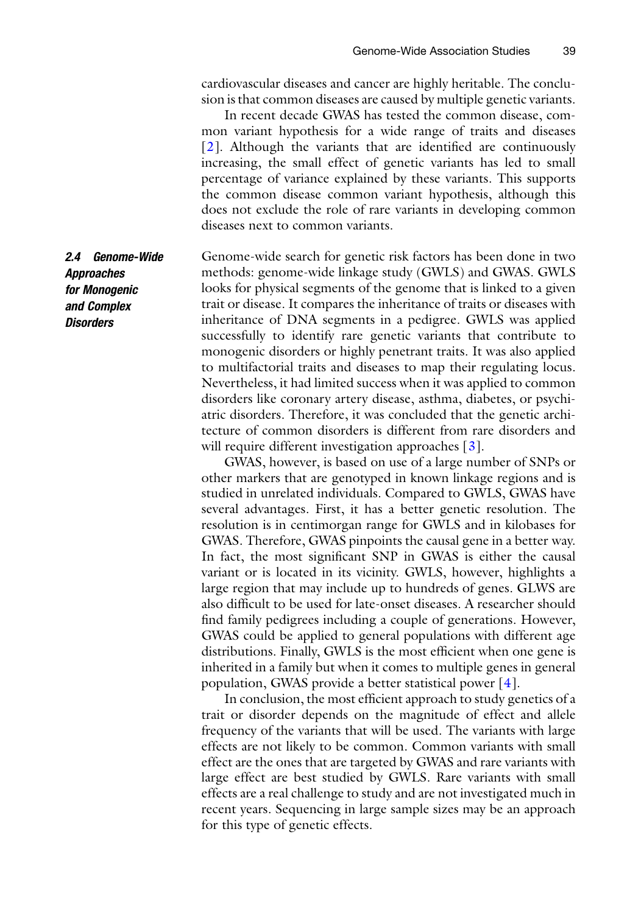cardiovascular diseases and cancer are highly heritable. The conclusion is that common diseases are caused by multiple genetic variants.

In recent decade GWAS has tested the common disease, common variant hypothesis for a wide range of traits and diseases [2]. Although the variants that are identified are continuously increasing, the small effect of genetic variants has led to small percentage of variance explained by these variants. This supports the common disease common variant hypothesis, although this does not exclude the role of rare variants in developing common diseases next to common variants.

### 2.4 Genome-Wide Approaches for Monogenic and Complex Disorders

Genome-wide search for genetic risk factors has been done in two methods: genome-wide linkage study (GWLS) and GWAS. GWLS looks for physical segments of the genome that is linked to a given trait or disease. It compares the inheritance of traits or diseases with inheritance of DNA segments in a pedigree. GWLS was applied successfully to identify rare genetic variants that contribute to monogenic disorders or highly penetrant traits. It was also applied to multifactorial traits and diseases to map their regulating locus. Nevertheless, it had limited success when it was applied to common disorders like coronary artery disease, asthma, diabetes, or psychiatric disorders. Therefore, it was concluded that the genetic architecture of common disorders is different from rare disorders and will require different investigation approaches [3].

GWAS, however, is based on use of a large number of SNPs or other markers that are genotyped in known linkage regions and is studied in unrelated individuals. Compared to GWLS, GWAS have several advantages. First, it has a better genetic resolution. The resolution is in centimorgan range for GWLS and in kilobases for GWAS. Therefore, GWAS pinpoints the causal gene in a better way. In fact, the most significant SNP in GWAS is either the causal variant or is located in its vicinity. GWLS, however, highlights a large region that may include up to hundreds of genes. GLWS are also difficult to be used for late-onset diseases. A researcher should find family pedigrees including a couple of generations. However, GWAS could be applied to general populations with different age distributions. Finally, GWLS is the most efficient when one gene is inherited in a family but when it comes to multiple genes in general population, GWAS provide a better statistical power [4].

In conclusion, the most efficient approach to study genetics of a trait or disorder depends on the magnitude of effect and allele frequency of the variants that will be used. The variants with large effects are not likely to be common. Common variants with small effect are the ones that are targeted by GWAS and rare variants with large effect are best studied by GWLS. Rare variants with small effects are a real challenge to study and are not investigated much in recent years. Sequencing in large sample sizes may be an approach for this type of genetic effects.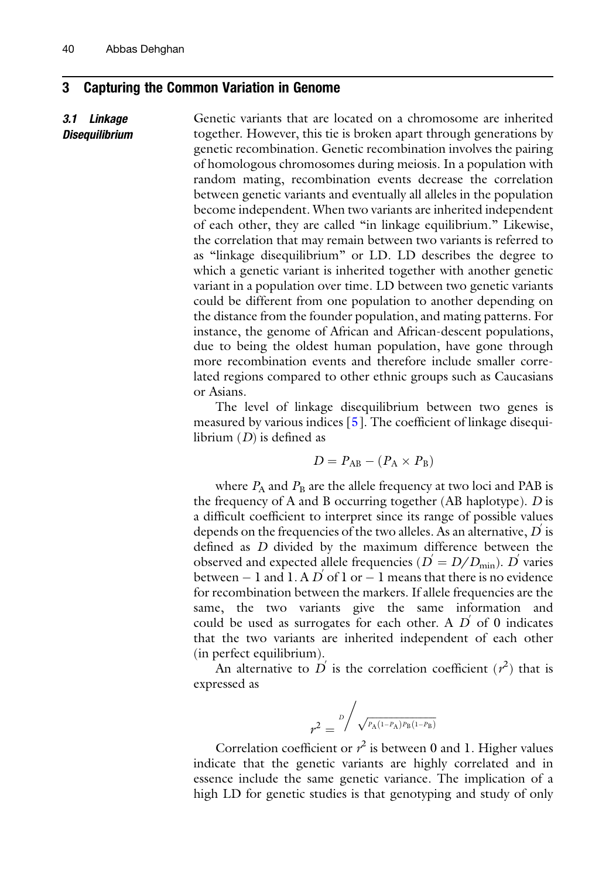## 3 Capturing the Common Variation in Genome

### 3.1 Linkage Disequilibrium

Genetic variants that are located on a chromosome are inherited together. However, this tie is broken apart through generations by genetic recombination. Genetic recombination involves the pairing of homologous chromosomes during meiosis. In a population with random mating, recombination events decrease the correlation between genetic variants and eventually all alleles in the population become independent. When two variants are inherited independent of each other, they are called "in linkage equilibrium." Likewise, the correlation that may remain between two variants is referred to as "linkage disequilibrium" or LD. LD describes the degree to which a genetic variant is inherited together with another genetic variant in a population over time. LD between two genetic variants could be different from one population to another depending on the distance from the founder population, and mating patterns. For instance, the genome of African and African-descent populations, due to being the oldest human population, have gone through more recombination events and therefore include smaller correlated regions compared to other ethnic groups such as Caucasians or Asians.

The level of linkage disequilibrium between two genes is measured by various indices [5]. The coefficient of linkage disequilibrium ($D$) is defined as

$$D = P_{\mathrm{AB}} - (P_{\mathrm{A}} \times P_{\mathrm{B}})$$

where $P_{\mathrm{A}}$ and $P_{\mathrm{B}}$ are the allele frequency at two loci and PAB is the frequency of A and B occurring together (AB haplotype). $D$ is a difficult coefficient to interpret since its range of possible values depends on the frequencies of the two alleles. As an alternative, $D^{'}$ is defined as $D$ divided by the maximum difference between the observed and expected allele frequencies ($D^{'} = D/D_{\min}$). $D^{'}$ varies between $-1$ and 1. A $D^{'}$ of 1 or $-1$ means that there is no evidence for recombination between the markers. If allele frequencies are the same, the two variants give the same information and could be used as surrogates for each other. A $D^{'}$ of 0 indicates that the two variants are inherited independent of each other (in perfect equilibrium).

An alternative to $D^{'}$ is the correlation coefficient ($r^2$) that is expressed as

$$r^2 = {}^{D}\Big/ \sqrt{P_{\mathrm{A}}(1-P_{\mathrm{A}})P_{\mathrm{B}}(1-P_{\mathrm{B}})}$$

Correlation coefficient or $r^2$ is between 0 and 1. Higher values indicate that the genetic variants are highly correlated and in essence include the same genetic variance. The implication of a high LD for genetic studies is that genotyping and study of only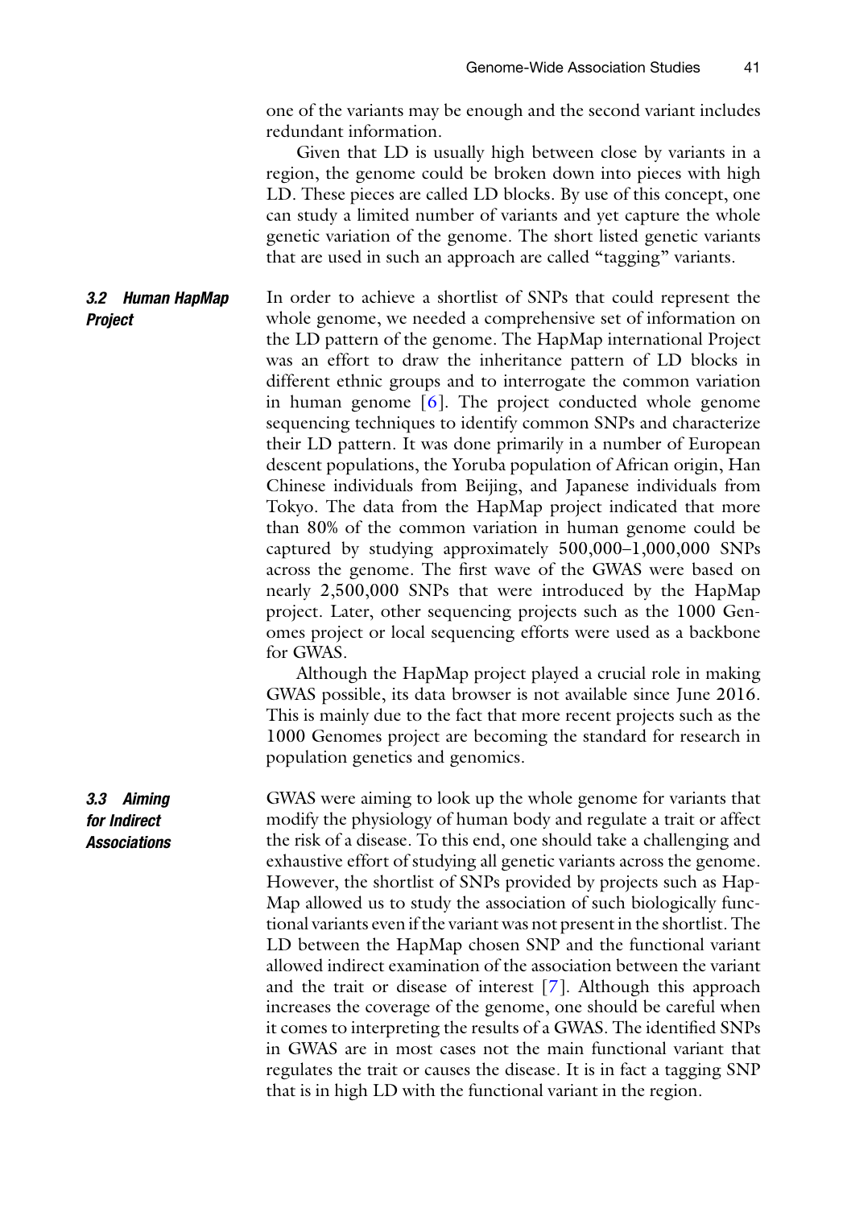one of the variants may be enough and the second variant includes redundant information.

Given that LD is usually high between close by variants in a region, the genome could be broken down into pieces with high LD. These pieces are called LD blocks. By use of this concept, one can study a limited number of variants and yet capture the whole genetic variation of the genome. The short listed genetic variants that are used in such an approach are called "tagging" variants.

### 3.2 Human HapMap Project

In order to achieve a shortlist of SNPs that could represent the whole genome, we needed a comprehensive set of information on the LD pattern of the genome. The HapMap international Project was an effort to draw the inheritance pattern of LD blocks in different ethnic groups and to interrogate the common variation in human genome [6]. The project conducted whole genome sequencing techniques to identify common SNPs and characterize their LD pattern. It was done primarily in a number of European descent populations, the Yoruba population of African origin, Han Chinese individuals from Beijing, and Japanese individuals from Tokyo. The data from the HapMap project indicated that more than 80% of the common variation in human genome could be captured by studying approximately 500,000–1,000,000 SNPs across the genome. The first wave of the GWAS were based on nearly 2,500,000 SNPs that were introduced by the HapMap project. Later, other sequencing projects such as the 1000 Genomes project or local sequencing efforts were used as a backbone for GWAS.

Although the HapMap project played a crucial role in making GWAS possible, its data browser is not available since June 2016. This is mainly due to the fact that more recent projects such as the 1000 Genomes project are becoming the standard for research in population genetics and genomics.

### 3.3 Aiming for Indirect Associations

GWAS were aiming to look up the whole genome for variants that modify the physiology of human body and regulate a trait or affect the risk of a disease. To this end, one should take a challenging and exhaustive effort of studying all genetic variants across the genome. However, the shortlist of SNPs provided by projects such as HapMap allowed us to study the association of such biologically functional variants even if the variant was not present in the shortlist. The LD between the HapMap chosen SNP and the functional variant allowed indirect examination of the association between the variant and the trait or disease of interest [7]. Although this approach increases the coverage of the genome, one should be careful when it comes to interpreting the results of a GWAS. The identified SNPs in GWAS are in most cases not the main functional variant that regulates the trait or causes the disease. It is in fact a tagging SNP that is in high LD with the functional variant in the region.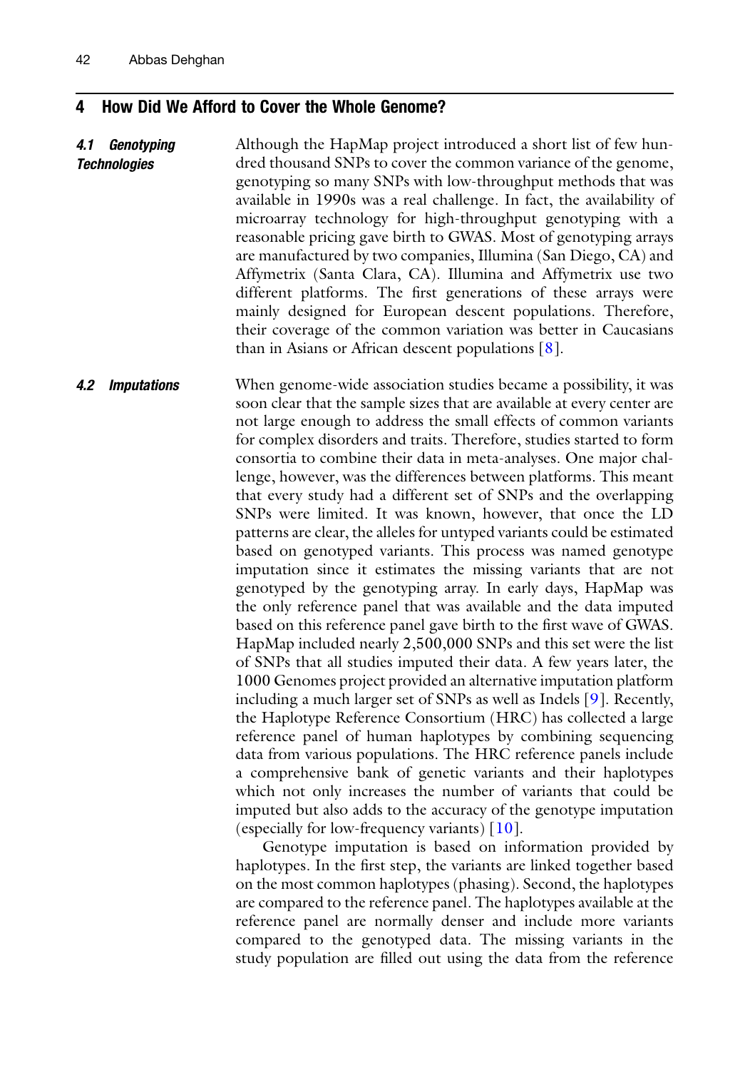## 4 How Did We Afford to Cover the Whole Genome?

### 4.1 Genotyping Technologies

Although the HapMap project introduced a short list of few hundred thousand SNPs to cover the common variance of the genome, genotyping so many SNPs with low-throughput methods that was available in 1990s was a real challenge. In fact, the availability of microarray technology for high-throughput genotyping with a reasonable pricing gave birth to GWAS. Most of genotyping arrays are manufactured by two companies, Illumina (San Diego, CA) and Affymetrix (Santa Clara, CA). Illumina and Affymetrix use two different platforms. The first generations of these arrays were mainly designed for European descent populations. Therefore, their coverage of the common variation was better in Caucasians than in Asians or African descent populations [8].

### 4.2 Imputations

When genome-wide association studies became a possibility, it was soon clear that the sample sizes that are available at every center are not large enough to address the small effects of common variants for complex disorders and traits. Therefore, studies started to form consortia to combine their data in meta-analyses. One major challenge, however, was the differences between platforms. This meant that every study had a different set of SNPs and the overlapping SNPs were limited. It was known, however, that once the LD patterns are clear, the alleles for untyped variants could be estimated based on genotyped variants. This process was named genotype imputation since it estimates the missing variants that are not genotyped by the genotyping array. In early days, HapMap was the only reference panel that was available and the data imputed based on this reference panel gave birth to the first wave of GWAS. HapMap included nearly 2,500,000 SNPs and this set were the list of SNPs that all studies imputed their data. A few years later, the 1000 Genomes project provided an alternative imputation platform including a much larger set of SNPs as well as Indels [9]. Recently, the Haplotype Reference Consortium (HRC) has collected a large reference panel of human haplotypes by combining sequencing data from various populations. The HRC reference panels include a comprehensive bank of genetic variants and their haplotypes which not only increases the number of variants that could be imputed but also adds to the accuracy of the genotype imputation (especially for low-frequency variants) [10].

Genotype imputation is based on information provided by haplotypes. In the first step, the variants are linked together based on the most common haplotypes (phasing). Second, the haplotypes are compared to the reference panel. The haplotypes available at the reference panel are normally denser and include more variants compared to the genotyped data. The missing variants in the study population are filled out using the data from the reference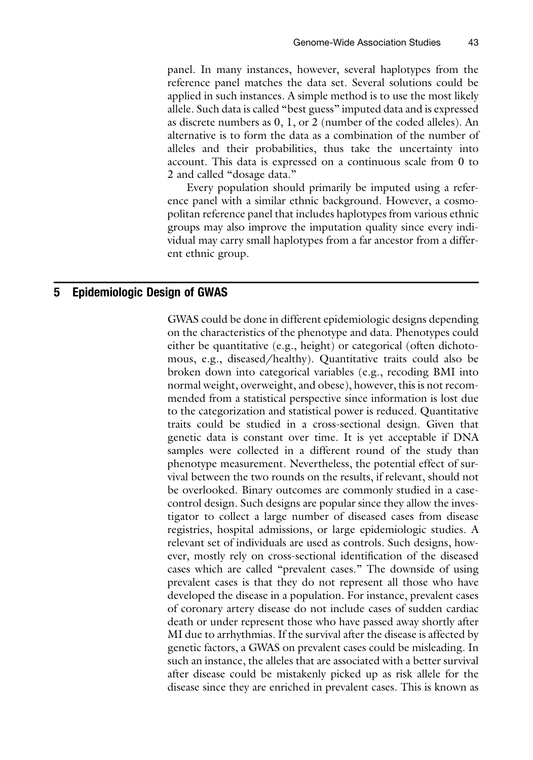panel. In many instances, however, several haplotypes from the reference panel matches the data set. Several solutions could be applied in such instances. A simple method is to use the most likely allele. Such data is called "best guess" imputed data and is expressed as discrete numbers as 0, 1, or 2 (number of the coded alleles). An alternative is to form the data as a combination of the number of alleles and their probabilities, thus take the uncertainty into account. This data is expressed on a continuous scale from 0 to 2 and called "dosage data."

Every population should primarily be imputed using a reference panel with a similar ethnic background. However, a cosmopolitan reference panel that includes haplotypes from various ethnic groups may also improve the imputation quality since every individual may carry small haplotypes from a far ancestor from a different ethnic group.

## 5 Epidemiologic Design of GWAS

GWAS could be done in different epidemiologic designs depending on the characteristics of the phenotype and data. Phenotypes could either be quantitative (e.g., height) or categorical (often dichotomous, e.g., diseased/healthy). Quantitative traits could also be broken down into categorical variables (e.g., recoding BMI into normal weight, overweight, and obese), however, this is not recommended from a statistical perspective since information is lost due to the categorization and statistical power is reduced. Quantitative traits could be studied in a cross-sectional design. Given that genetic data is constant over time. It is yet acceptable if DNA samples were collected in a different round of the study than phenotype measurement. Nevertheless, the potential effect of survival between the two rounds on the results, if relevant, should not be overlooked. Binary outcomes are commonly studied in a case-control design. Such designs are popular since they allow the investigator to collect a large number of diseased cases from disease registries, hospital admissions, or large epidemiologic studies. A relevant set of individuals are used as controls. Such designs, however, mostly rely on cross-sectional identification of the diseased cases which are called "prevalent cases." The downside of using prevalent cases is that they do not represent all those who have developed the disease in a population. For instance, prevalent cases of coronary artery disease do not include cases of sudden cardiac death or under represent those who have passed away shortly after MI due to arrhythmias. If the survival after the disease is affected by genetic factors, a GWAS on prevalent cases could be misleading. In such an instance, the alleles that are associated with a better survival after disease could be mistakenly picked up as risk allele for the disease since they are enriched in prevalent cases. This is known as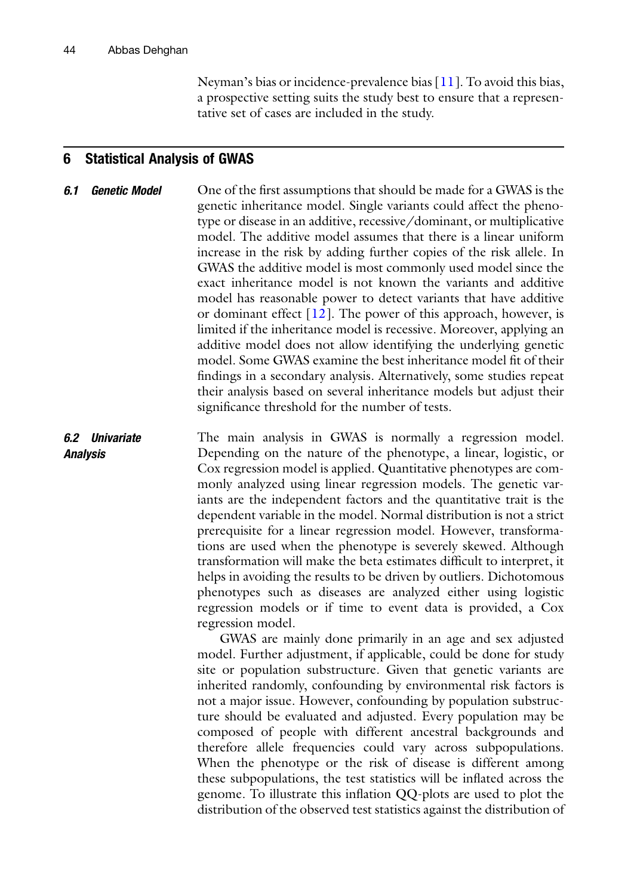Neyman's bias or incidence-prevalence bias [11]. To avoid this bias, a prospective setting suits the study best to ensure that a representative set of cases are included in the study.

## 6 Statistical Analysis of GWAS

### 6.1 Genetic Model

One of the first assumptions that should be made for a GWAS is the genetic inheritance model. Single variants could affect the phenotype or disease in an additive, recessive/dominant, or multiplicative model. The additive model assumes that there is a linear uniform increase in the risk by adding further copies of the risk allele. In GWAS the additive model is most commonly used model since the exact inheritance model is not known the variants and additive model has reasonable power to detect variants that have additive or dominant effect [12]. The power of this approach, however, is limited if the inheritance model is recessive. Moreover, applying an additive model does not allow identifying the underlying genetic model. Some GWAS examine the best inheritance model fit of their findings in a secondary analysis. Alternatively, some studies repeat their analysis based on several inheritance models but adjust their significance threshold for the number of tests.

### 6.2 Univariate Analysis

The main analysis in GWAS is normally a regression model. Depending on the nature of the phenotype, a linear, logistic, or Cox regression model is applied. Quantitative phenotypes are commonly analyzed using linear regression models. The genetic variants are the independent factors and the quantitative trait is the dependent variable in the model. Normal distribution is not a strict prerequisite for a linear regression model. However, transformations are used when the phenotype is severely skewed. Although transformation will make the beta estimates difficult to interpret, it helps in avoiding the results to be driven by outliers. Dichotomous phenotypes such as diseases are analyzed either using logistic regression models or if time to event data is provided, a Cox regression model.

GWAS are mainly done primarily in an age and sex adjusted model. Further adjustment, if applicable, could be done for study site or population substructure. Given that genetic variants are inherited randomly, confounding by environmental risk factors is not a major issue. However, confounding by population substructure should be evaluated and adjusted. Every population may be composed of people with different ancestral backgrounds and therefore allele frequencies could vary across subpopulations. When the phenotype or the risk of disease is different among these subpopulations, the test statistics will be inflated across the genome. To illustrate this inflation QQ-plots are used to plot the distribution of the observed test statistics against the distribution of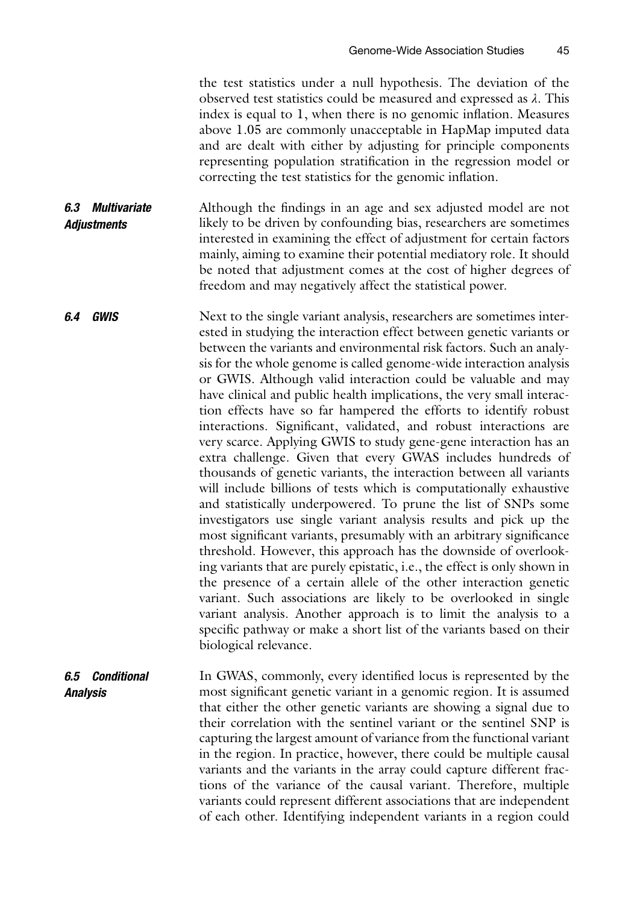the test statistics under a null hypothesis. The deviation of the observed test statistics could be measured and expressed as $\lambda$. This index is equal to 1, when there is no genomic inflation. Measures above 1.05 are commonly unacceptable in HapMap imputed data and are dealt with either by adjusting for principle components representing population stratification in the regression model or correcting the test statistics for the genomic inflation.

### 6.3 Multivariate Adjustments

Although the findings in an age and sex adjusted model are not likely to be driven by confounding bias, researchers are sometimes interested in examining the effect of adjustment for certain factors mainly, aiming to examine their potential mediatory role. It should be noted that adjustment comes at the cost of higher degrees of freedom and may negatively affect the statistical power.

### 6.4 GWIS

Next to the single variant analysis, researchers are sometimes interested in studying the interaction effect between genetic variants or between the variants and environmental risk factors. Such an analysis for the whole genome is called genome-wide interaction analysis or GWIS. Although valid interaction could be valuable and may have clinical and public health implications, the very small interaction effects have so far hampered the efforts to identify robust interactions. Significant, validated, and robust interactions are very scarce. Applying GWIS to study gene-gene interaction has an extra challenge. Given that every GWAS includes hundreds of thousands of genetic variants, the interaction between all variants will include billions of tests which is computationally exhaustive and statistically underpowered. To prune the list of SNPs some investigators use single variant analysis results and pick up the most significant variants, presumably with an arbitrary significance threshold. However, this approach has the downside of overlooking variants that are purely epistatic, i.e., the effect is only shown in the presence of a certain allele of the other interaction genetic variant. Such associations are likely to be overlooked in single variant analysis. Another approach is to limit the analysis to a specific pathway or make a short list of the variants based on their biological relevance.

### 6.5 Conditional Analysis

In GWAS, commonly, every identified locus is represented by the most significant genetic variant in a genomic region. It is assumed that either the other genetic variants are showing a signal due to their correlation with the sentinel variant or the sentinel SNP is capturing the largest amount of variance from the functional variant in the region. In practice, however, there could be multiple causal variants and the variants in the array could capture different fractions of the variance of the causal variant. Therefore, multiple variants could represent different associations that are independent of each other. Identifying independent variants in a region could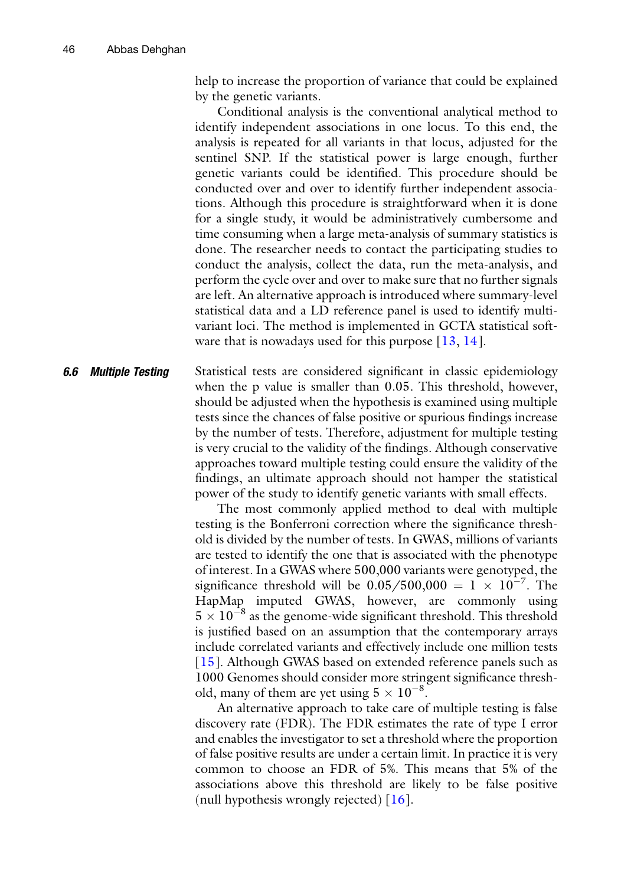help to increase the proportion of variance that could be explained by the genetic variants.

Conditional analysis is the conventional analytical method to identify independent associations in one locus. To this end, the analysis is repeated for all variants in that locus, adjusted for the sentinel SNP. If the statistical power is large enough, further genetic variants could be identified. This procedure should be conducted over and over to identify further independent associations. Although this procedure is straightforward when it is done for a single study, it would be administratively cumbersome and time consuming when a large meta-analysis of summary statistics is done. The researcher needs to contact the participating studies to conduct the analysis, collect the data, run the meta-analysis, and perform the cycle over and over to make sure that no further signals are left. An alternative approach is introduced where summary-level statistical data and a LD reference panel is used to identify multi-variant loci. The method is implemented in GCTA statistical software that is nowadays used for this purpose [13, 14].

### 6.6 Multiple Testing

Statistical tests are considered significant in classic epidemiology when the p value is smaller than 0.05. This threshold, however, should be adjusted when the hypothesis is examined using multiple tests since the chances of false positive or spurious findings increase by the number of tests. Therefore, adjustment for multiple testing is very crucial to the validity of the findings. Although conservative approaches toward multiple testing could ensure the validity of the findings, an ultimate approach should not hamper the statistical power of the study to identify genetic variants with small effects.

The most commonly applied method to deal with multiple testing is the Bonferroni correction where the significance threshold is divided by the number of tests. In GWAS, millions of variants are tested to identify the one that is associated with the phenotype of interest. In a GWAS where 500,000 variants were genotyped, the significance threshold will be $0.05/500{,}000 = 1 \times 10^{-7}$. The HapMap imputed GWAS, however, are commonly using $5 \times 10^{-8}$ as the genome-wide significant threshold. This threshold is justified based on an assumption that the contemporary arrays include correlated variants and effectively include one million tests [15]. Although GWAS based on extended reference panels such as 1000 Genomes should consider more stringent significance threshold, many of them are yet using $5 \times 10^{-8}$.

An alternative approach to take care of multiple testing is false discovery rate (FDR). The FDR estimates the rate of type I error and enables the investigator to set a threshold where the proportion of false positive results are under a certain limit. In practice it is very common to choose an FDR of 5%. This means that 5% of the associations above this threshold are likely to be false positive (null hypothesis wrongly rejected) [16].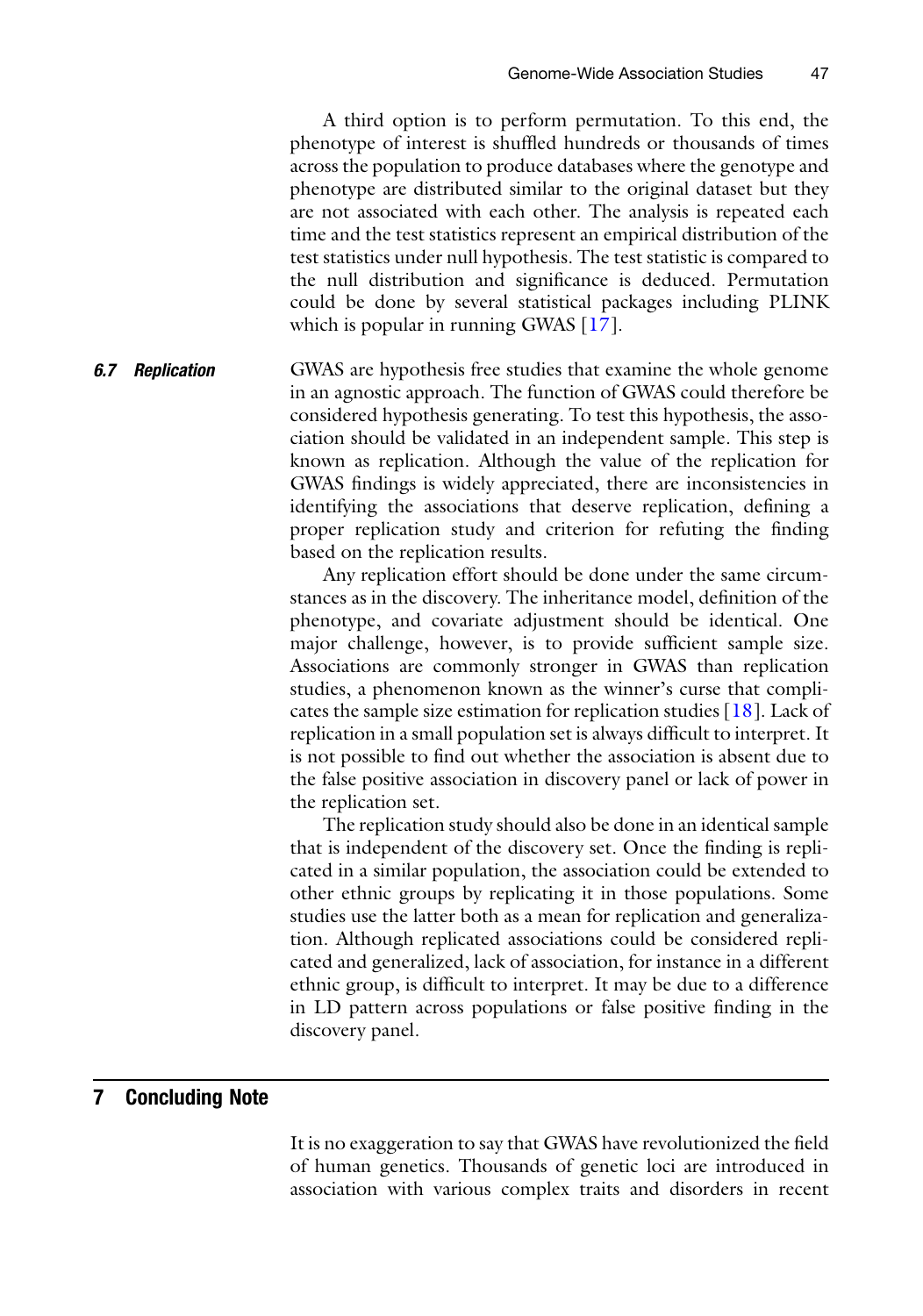A third option is to perform permutation. To this end, the phenotype of interest is shuffled hundreds or thousands of times across the population to produce databases where the genotype and phenotype are distributed similar to the original dataset but they are not associated with each other. The analysis is repeated each time and the test statistics represent an empirical distribution of the test statistics under null hypothesis. The test statistic is compared to the null distribution and significance is deduced. Permutation could be done by several statistical packages including PLINK which is popular in running GWAS [17].

### *6.7 Replication*

GWAS are hypothesis free studies that examine the whole genome in an agnostic approach. The function of GWAS could therefore be considered hypothesis generating. To test this hypothesis, the association should be validated in an independent sample. This step is known as replication. Although the value of the replication for GWAS findings is widely appreciated, there are inconsistencies in identifying the associations that deserve replication, defining a proper replication study and criterion for refuting the finding based on the replication results.

Any replication effort should be done under the same circumstances as in the discovery. The inheritance model, definition of the phenotype, and covariate adjustment should be identical. One major challenge, however, is to provide sufficient sample size. Associations are commonly stronger in GWAS than replication studies, a phenomenon known as the winner's curse that complicates the sample size estimation for replication studies [18]. Lack of replication in a small population set is always difficult to interpret. It is not possible to find out whether the association is absent due to the false positive association in discovery panel or lack of power in the replication set.

The replication study should also be done in an identical sample that is independent of the discovery set. Once the finding is replicated in a similar population, the association could be extended to other ethnic groups by replicating it in those populations. Some studies use the latter both as a mean for replication and generalization. Although replicated associations could be considered replicated and generalized, lack of association, for instance in a different ethnic group, is difficult to interpret. It may be due to a difference in LD pattern across populations or false positive finding in the discovery panel.

## 7 Concluding Note

It is no exaggeration to say that GWAS have revolutionized the field of human genetics. Thousands of genetic loci are introduced in association with various complex traits and disorders in recent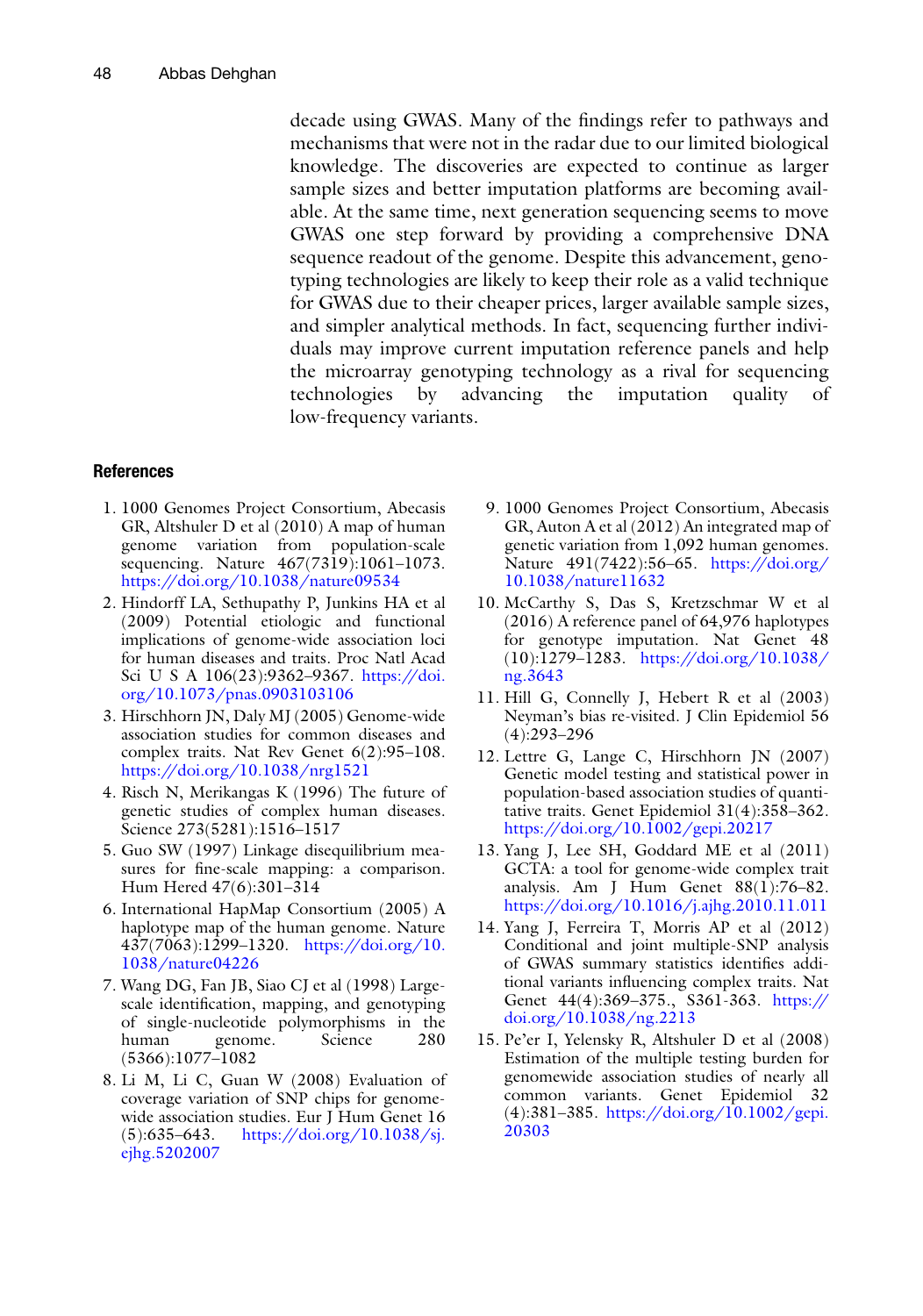decade using GWAS. Many of the findings refer to pathways and mechanisms that were not in the radar due to our limited biological knowledge. The discoveries are expected to continue as larger sample sizes and better imputation platforms are becoming available. At the same time, next generation sequencing seems to move GWAS one step forward by providing a comprehensive DNA sequence readout of the genome. Despite this advancement, genotyping technologies are likely to keep their role as a valid technique for GWAS due to their cheaper prices, larger available sample sizes, and simpler analytical methods. In fact, sequencing further individuals may improve current imputation reference panels and help the microarray genotyping technology as a rival for sequencing technologies by advancing the imputation quality of low-frequency variants.

## References

1. 1000 Genomes Project Consortium, Abecasis GR, Altshuler D et al (2010) A map of human genome variation from population-scale sequencing. Nature 467(7319):1061–1073. https://doi.org/10.1038/nature09534
2. Hindorff LA, Sethupathy P, Junkins HA et al (2009) Potential etiologic and functional implications of genome-wide association loci for human diseases and traits. Proc Natl Acad Sci U S A 106(23):9362–9367. https://doi.org/10.1073/pnas.0903103106
3. Hirschhorn JN, Daly MJ (2005) Genome-wide association studies for common diseases and complex traits. Nat Rev Genet 6(2):95–108. https://doi.org/10.1038/nrg1521
4. Risch N, Merikangas K (1996) The future of genetic studies of complex human diseases. Science 273(5281):1516–1517
5. Guo SW (1997) Linkage disequilibrium measures for fine-scale mapping: a comparison. Hum Hered 47(6):301–314
6. International HapMap Consortium (2005) A haplotype map of the human genome. Nature 437(7063):1299–1320. https://doi.org/10.1038/nature04226
7. Wang DG, Fan JB, Siao CJ et al (1998) Large-scale identification, mapping, and genotyping of single-nucleotide polymorphisms in the human genome. Science 280(5366):1077–1082
8. Li M, Li C, Guan W (2008) Evaluation of coverage variation of SNP chips for genome-wide association studies. Eur J Hum Genet 16(5):635–643. https://doi.org/10.1038/sj.ejhg.5202007
9. 1000 Genomes Project Consortium, Abecasis GR, Auton A et al (2012) An integrated map of genetic variation from 1,092 human genomes. Nature 491(7422):56–65. https://doi.org/10.1038/nature11632
10. McCarthy S, Das S, Kretzschmar W et al (2016) A reference panel of 64,976 haplotypes for genotype imputation. Nat Genet 48(10):1279–1283. https://doi.org/10.1038/ng.3643
11. Hill G, Connelly J, Hebert R et al (2003) Neyman's bias re-visited. J Clin Epidemiol 56(4):293–296
12. Lettre G, Lange C, Hirschhorn JN (2007) Genetic model testing and statistical power in population-based association studies of quantitative traits. Genet Epidemiol 31(4):358–362. https://doi.org/10.1002/gepi.20217
13. Yang J, Lee SH, Goddard ME et al (2011) GCTA: a tool for genome-wide complex trait analysis. Am J Hum Genet 88(1):76–82. https://doi.org/10.1016/j.ajhg.2010.11.011
14. Yang J, Ferreira T, Morris AP et al (2012) Conditional and joint multiple-SNP analysis of GWAS summary statistics identifies additional variants influencing complex traits. Nat Genet 44(4):369–375., S361-363. https://doi.org/10.1038/ng.2213
15. Pe'er I, Yelensky R, Altshuler D et al (2008) Estimation of the multiple testing burden for genomewide association studies of nearly all common variants. Genet Epidemiol 32(4):381–385. https://doi.org/10.1002/gepi.20303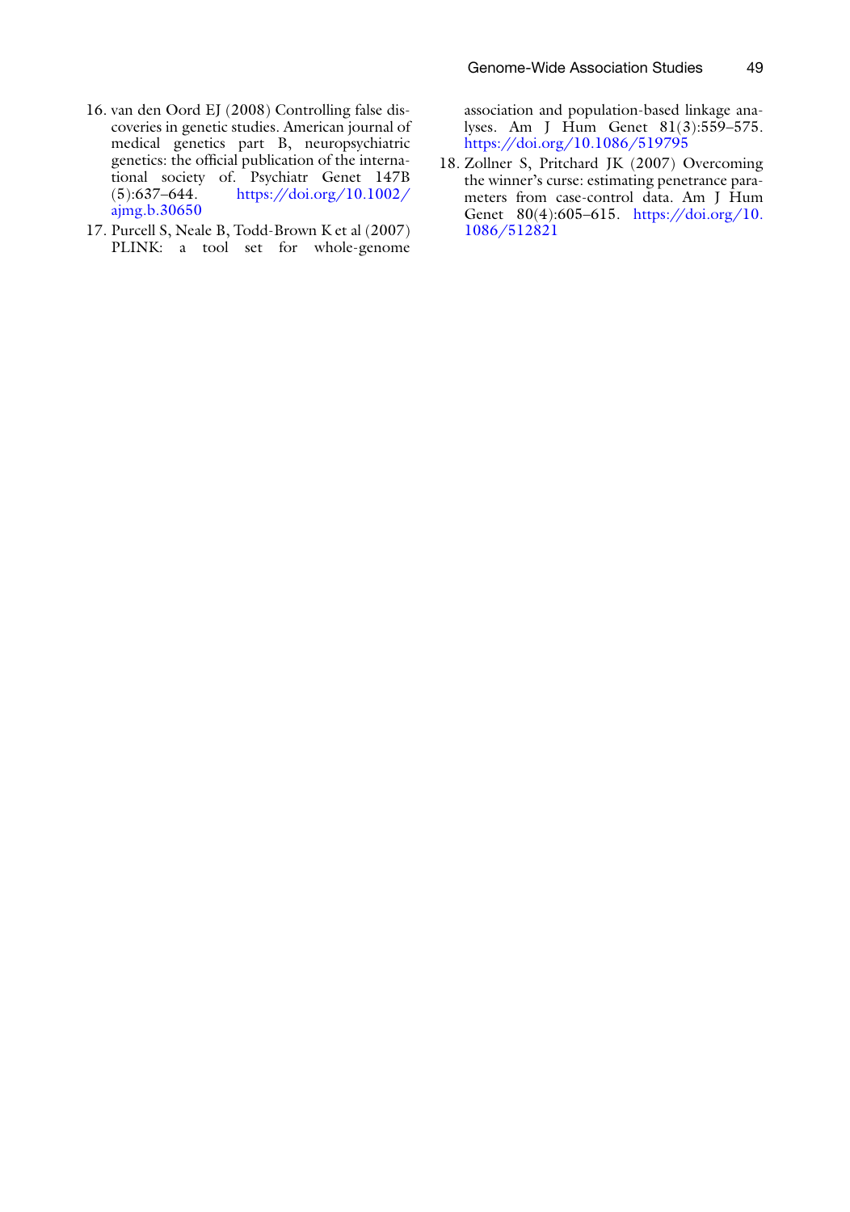16. van den Oord EJ (2008) Controlling false discoveries in genetic studies. American journal of medical genetics part B, neuropsychiatric genetics: the official publication of the international society of. Psychiatr Genet 147B (5):637–644. https://doi.org/10.1002/ajmg.b.30650
17. Purcell S, Neale B, Todd-Brown K et al (2007) PLINK: a tool set for whole-genome association and population-based linkage analyses. Am J Hum Genet 81(3):559–575. https://doi.org/10.1086/519795
18. Zollner S, Pritchard JK (2007) Overcoming the winner's curse: estimating penetrance parameters from case-control data. Am J Hum Genet 80(4):605–615. https://doi.org/10.1086/512821